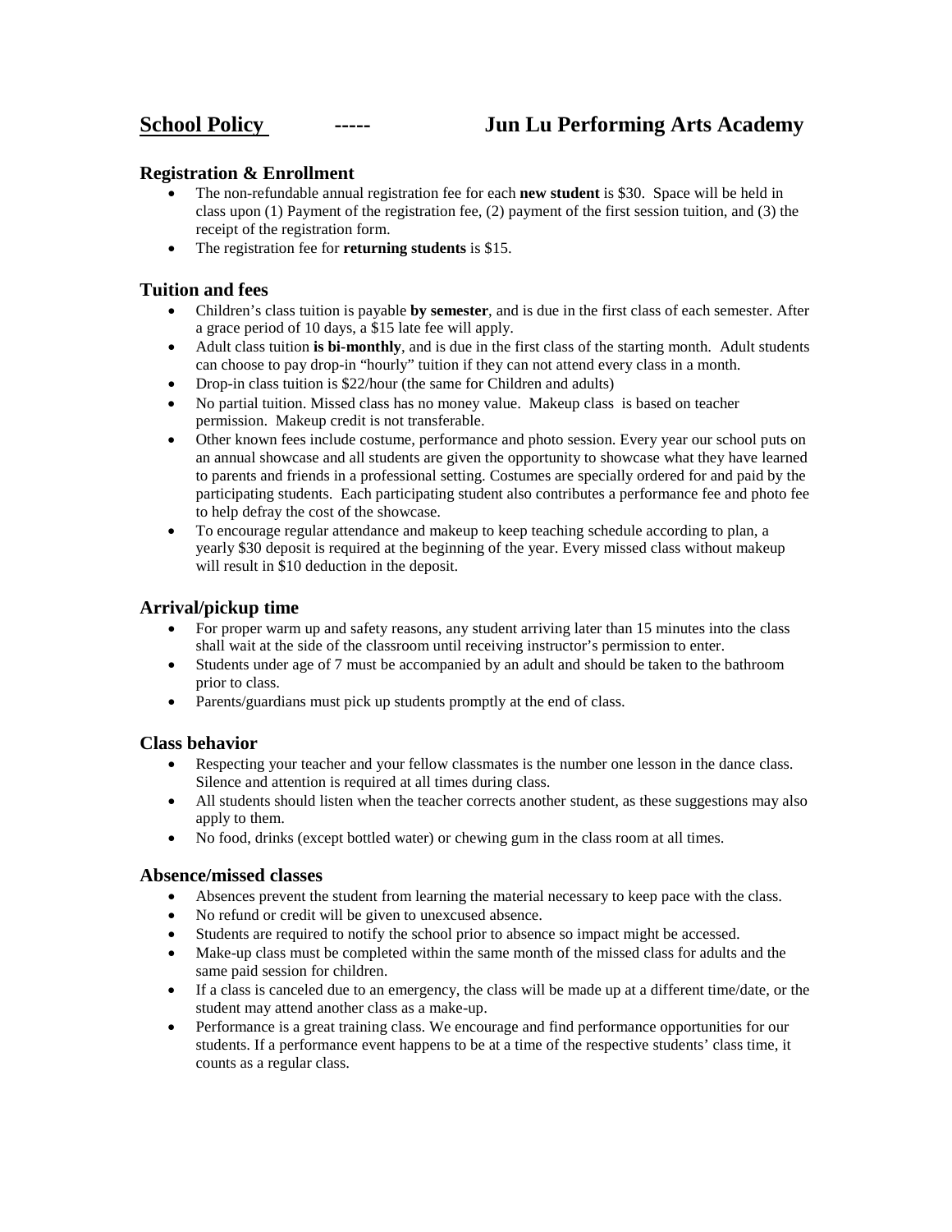# <u>School Policy</u> ----- Jun Lu Performing Arts Academy

## Registration & Enrollment

- The non-refundable annual registration fee for each **new student** is $30. Space will be held in class upon (1) Payment of the registration fee, (2) payment of the first session tuition, and (3) the receipt of the registration form.
- The registration fee for **returning students** is $15.

## Tuition and fees

- Children's class tuition is payable **by semester**, and is due in the first class of each semester. After a grace period of 10 days, a $15 late fee will apply.
- Adult class tuition **is bi-monthly**, and is due in the first class of the starting month. Adult students can choose to pay drop-in "hourly" tuition if they can not attend every class in a month.
- Drop-in class tuition is $22/hour (the same for Children and adults)
- No partial tuition. Missed class has no money value. Makeup class is based on teacher permission. Makeup credit is not transferable.
- Other known fees include costume, performance and photo session. Every year our school puts on an annual showcase and all students are given the opportunity to showcase what they have learned to parents and friends in a professional setting. Costumes are specially ordered for and paid by the participating students. Each participating student also contributes a performance fee and photo fee to help defray the cost of the showcase.
- To encourage regular attendance and makeup to keep teaching schedule according to plan, a yearly $30 deposit is required at the beginning of the year. Every missed class without makeup will result in $10 deduction in the deposit.

## Arrival/pickup time

- For proper warm up and safety reasons, any student arriving later than 15 minutes into the class shall wait at the side of the classroom until receiving instructor's permission to enter.
- Students under age of 7 must be accompanied by an adult and should be taken to the bathroom prior to class.
- Parents/guardians must pick up students promptly at the end of class.

## Class behavior

- Respecting your teacher and your fellow classmates is the number one lesson in the dance class. Silence and attention is required at all times during class.
- All students should listen when the teacher corrects another student, as these suggestions may also apply to them.
- No food, drinks (except bottled water) or chewing gum in the class room at all times.

## Absence/missed classes

- Absences prevent the student from learning the material necessary to keep pace with the class.
- No refund or credit will be given to unexcused absence.
- Students are required to notify the school prior to absence so impact might be accessed.
- Make-up class must be completed within the same month of the missed class for adults and the same paid session for children.
- If a class is canceled due to an emergency, the class will be made up at a different time/date, or the student may attend another class as a make-up.
- Performance is a great training class. We encourage and find performance opportunities for our students. If a performance event happens to be at a time of the respective students' class time, it counts as a regular class.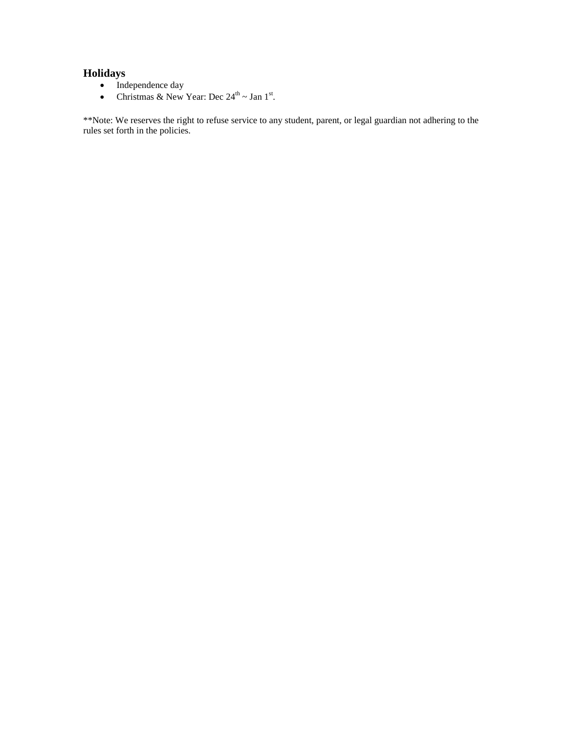## Holidays

- Independence day
- Christmas & New Year: Dec 24th ~ Jan 1st.

**Note: We reserves the right to refuse service to any student, parent, or legal guardian not adhering to the rules set forth in the policies.